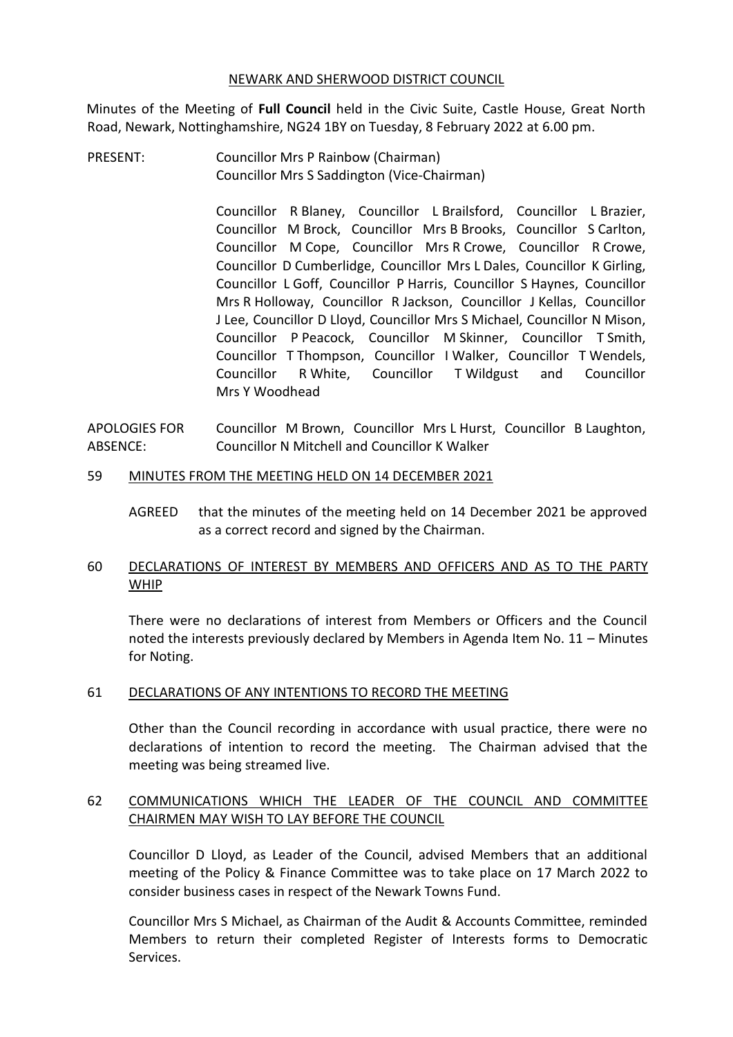NEWARK AND SHERWOOD DISTRICT COUNCIL

Minutes of the Meeting of **Full Council** held in the Civic Suite, Castle House, Great North Road, Newark, Nottinghamshire, NG24 1BY on Tuesday, 8 February 2022 at 6.00 pm.

PRESENT: Councillor Mrs P Rainbow (Chairman)
Councillor Mrs S Saddington (Vice-Chairman)

Councillor R Blaney, Councillor L Brailsford, Councillor L Brazier, Councillor M Brock, Councillor Mrs B Brooks, Councillor S Carlton, Councillor M Cope, Councillor Mrs R Crowe, Councillor R Crowe, Councillor D Cumberlidge, Councillor Mrs L Dales, Councillor K Girling, Councillor L Goff, Councillor P Harris, Councillor S Haynes, Councillor Mrs R Holloway, Councillor R Jackson, Councillor J Kellas, Councillor J Lee, Councillor D Lloyd, Councillor Mrs S Michael, Councillor N Mison, Councillor P Peacock, Councillor M Skinner, Councillor T Smith, Councillor T Thompson, Councillor I Walker, Councillor T Wendels, Councillor R White, Councillor T Wildgust and Councillor Mrs Y Woodhead

APOLOGIES FOR ABSENCE: Councillor M Brown, Councillor Mrs L Hurst, Councillor B Laughton, Councillor N Mitchell and Councillor K Walker

## 59 MINUTES FROM THE MEETING HELD ON 14 DECEMBER 2021

AGREED that the minutes of the meeting held on 14 December 2021 be approved as a correct record and signed by the Chairman.

## 60 DECLARATIONS OF INTEREST BY MEMBERS AND OFFICERS AND AS TO THE PARTY WHIP

There were no declarations of interest from Members or Officers and the Council noted the interests previously declared by Members in Agenda Item No. 11 – Minutes for Noting.

## 61 DECLARATIONS OF ANY INTENTIONS TO RECORD THE MEETING

Other than the Council recording in accordance with usual practice, there were no declarations of intention to record the meeting. The Chairman advised that the meeting was being streamed live.

## 62 COMMUNICATIONS WHICH THE LEADER OF THE COUNCIL AND COMMITTEE CHAIRMEN MAY WISH TO LAY BEFORE THE COUNCIL

Councillor D Lloyd, as Leader of the Council, advised Members that an additional meeting of the Policy & Finance Committee was to take place on 17 March 2022 to consider business cases in respect of the Newark Towns Fund.

Councillor Mrs S Michael, as Chairman of the Audit & Accounts Committee, reminded Members to return their completed Register of Interests forms to Democratic Services.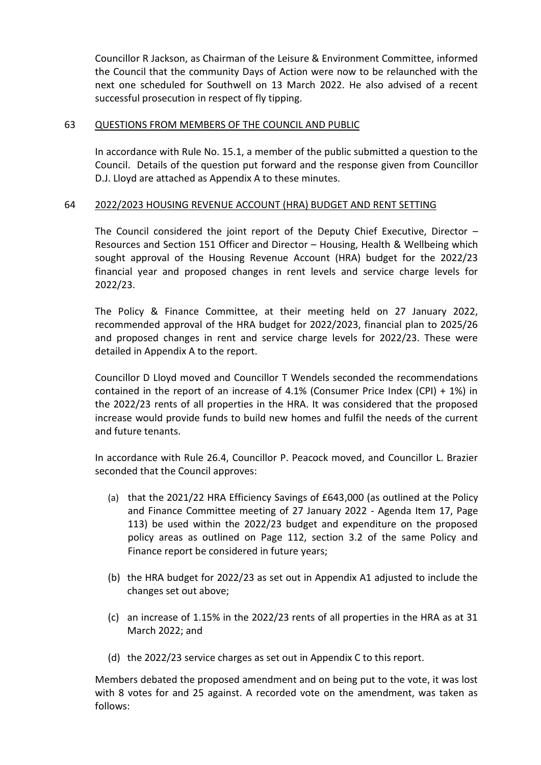Councillor R Jackson, as Chairman of the Leisure & Environment Committee, informed the Council that the community Days of Action were now to be relaunched with the next one scheduled for Southwell on 13 March 2022. He also advised of a recent successful prosecution in respect of fly tipping.

## 63 QUESTIONS FROM MEMBERS OF THE COUNCIL AND PUBLIC

In accordance with Rule No. 15.1, a member of the public submitted a question to the Council. Details of the question put forward and the response given from Councillor D.J. Lloyd are attached as Appendix A to these minutes.

## 64 2022/2023 HOUSING REVENUE ACCOUNT (HRA) BUDGET AND RENT SETTING

The Council considered the joint report of the Deputy Chief Executive, Director – Resources and Section 151 Officer and Director – Housing, Health & Wellbeing which sought approval of the Housing Revenue Account (HRA) budget for the 2022/23 financial year and proposed changes in rent levels and service charge levels for 2022/23.

The Policy & Finance Committee, at their meeting held on 27 January 2022, recommended approval of the HRA budget for 2022/2023, financial plan to 2025/26 and proposed changes in rent and service charge levels for 2022/23. These were detailed in Appendix A to the report.

Councillor D Lloyd moved and Councillor T Wendels seconded the recommendations contained in the report of an increase of 4.1% (Consumer Price Index (CPI) + 1%) in the 2022/23 rents of all properties in the HRA. It was considered that the proposed increase would provide funds to build new homes and fulfil the needs of the current and future tenants.

In accordance with Rule 26.4, Councillor P. Peacock moved, and Councillor L. Brazier seconded that the Council approves:

(a) that the 2021/22 HRA Efficiency Savings of £643,000 (as outlined at the Policy and Finance Committee meeting of 27 January 2022 - Agenda Item 17, Page 113) be used within the 2022/23 budget and expenditure on the proposed policy areas as outlined on Page 112, section 3.2 of the same Policy and Finance report be considered in future years;

(b) the HRA budget for 2022/23 as set out in Appendix A1 adjusted to include the changes set out above;

(c) an increase of 1.15% in the 2022/23 rents of all properties in the HRA as at 31 March 2022; and

(d) the 2022/23 service charges as set out in Appendix C to this report.

Members debated the proposed amendment and on being put to the vote, it was lost with 8 votes for and 25 against. A recorded vote on the amendment, was taken as follows: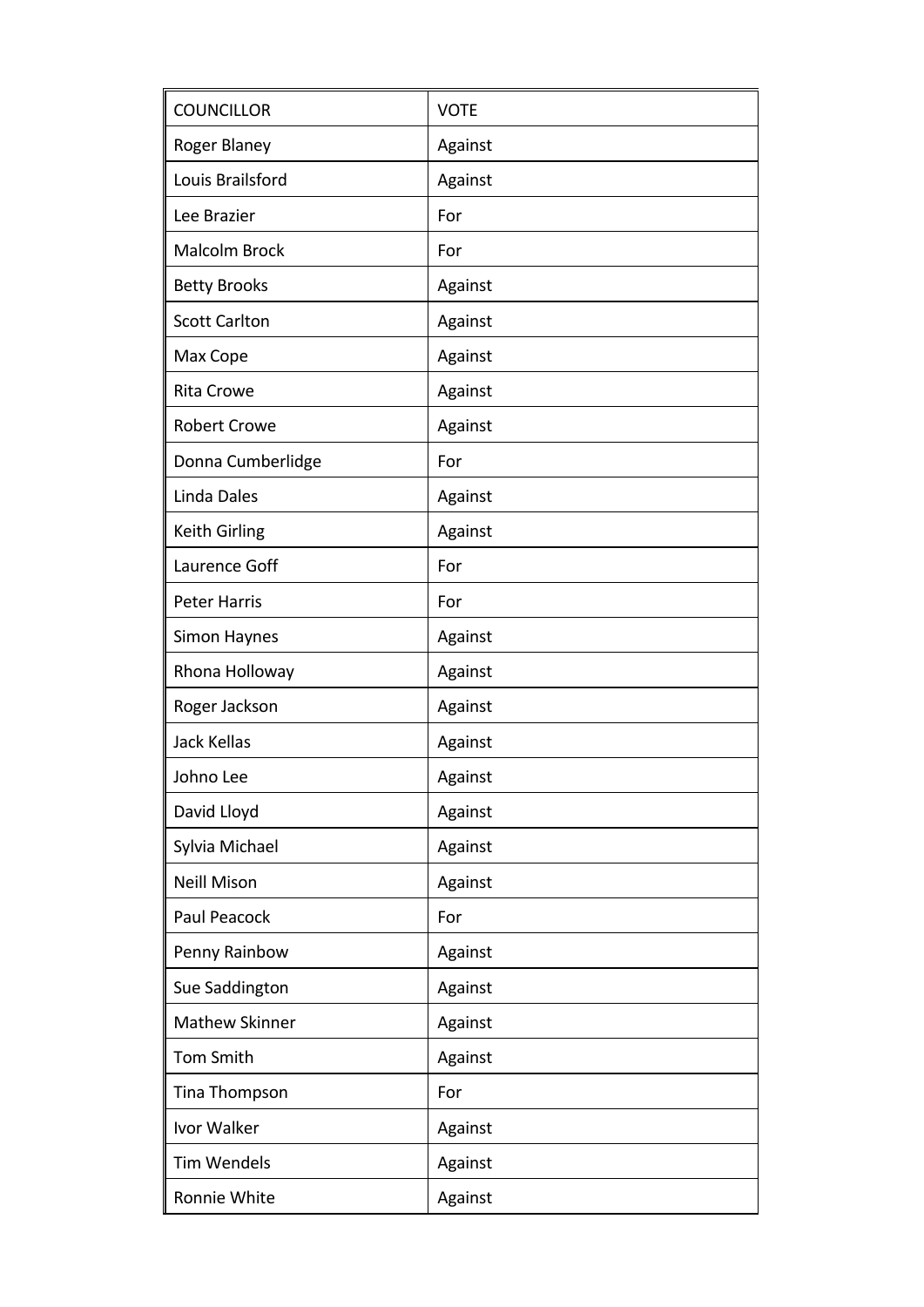| COUNCILLOR | VOTE |
|---|---|
| Roger Blaney | Against |
| Louis Brailsford | Against |
| Lee Brazier | For |
| Malcolm Brock | For |
| Betty Brooks | Against |
| Scott Carlton | Against |
| Max Cope | Against |
| Rita Crowe | Against |
| Robert Crowe | Against |
| Donna Cumberlidge | For |
| Linda Dales | Against |
| Keith Girling | Against |
| Laurence Goff | For |
| Peter Harris | For |
| Simon Haynes | Against |
| Rhona Holloway | Against |
| Roger Jackson | Against |
| Jack Kellas | Against |
| Johno Lee | Against |
| David Lloyd | Against |
| Sylvia Michael | Against |
| Neill Mison | Against |
| Paul Peacock | For |
| Penny Rainbow | Against |
| Sue Saddington | Against |
| Mathew Skinner | Against |
| Tom Smith | Against |
| Tina Thompson | For |
| Ivor Walker | Against |
| Tim Wendels | Against |
| Ronnie White | Against |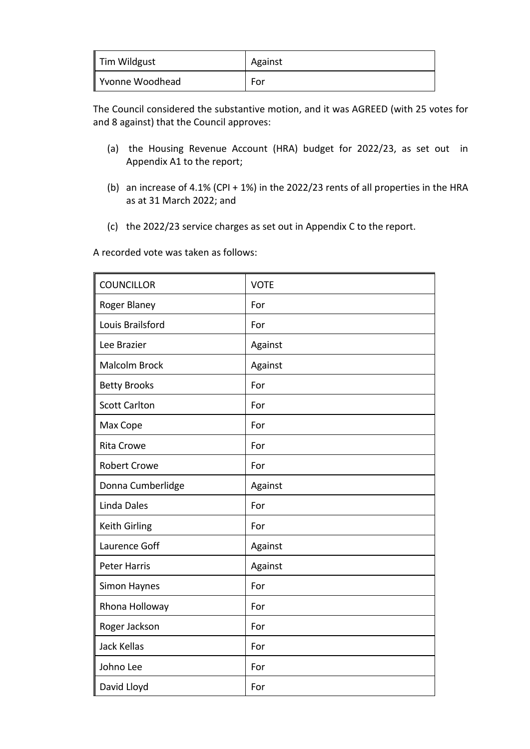| | |
|---|---|
| Tim Wildgust | Against |
| Yvonne Woodhead | For |

The Council considered the substantive motion, and it was AGREED (with 25 votes for and 8 against) that the Council approves:

(a) the Housing Revenue Account (HRA) budget for 2022/23, as set out in Appendix A1 to the report;

(b) an increase of 4.1% (CPI + 1%) in the 2022/23 rents of all properties in the HRA as at 31 March 2022; and

(c) the 2022/23 service charges as set out in Appendix C to the report.

A recorded vote was taken as follows:

| COUNCILLOR | VOTE |
|---|---|
| Roger Blaney | For |
| Louis Brailsford | For |
| Lee Brazier | Against |
| Malcolm Brock | Against |
| Betty Brooks | For |
| Scott Carlton | For |
| Max Cope | For |
| Rita Crowe | For |
| Robert Crowe | For |
| Donna Cumberlidge | Against |
| Linda Dales | For |
| Keith Girling | For |
| Laurence Goff | Against |
| Peter Harris | Against |
| Simon Haynes | For |
| Rhona Holloway | For |
| Roger Jackson | For |
| Jack Kellas | For |
| Johno Lee | For |
| David Lloyd | For |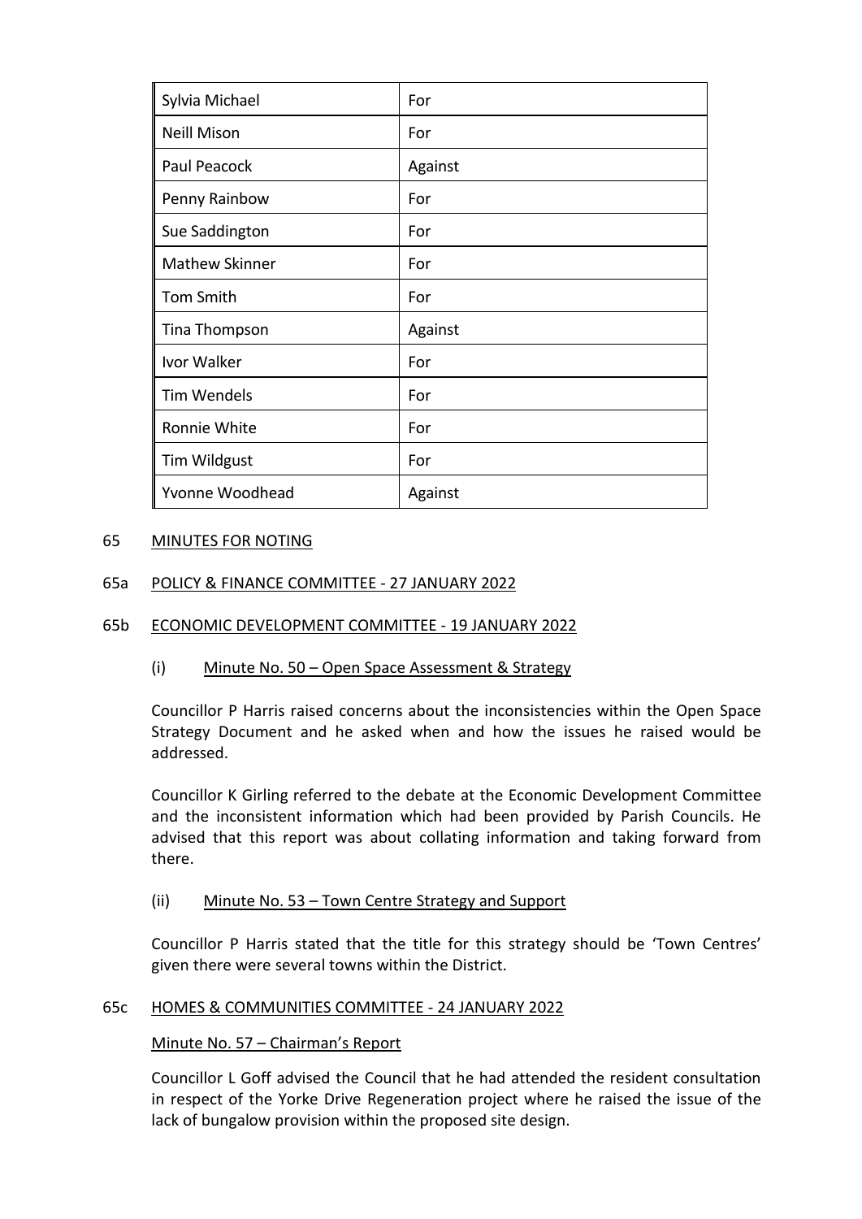| Sylvia Michael | For |
|---|---|
| Neill Mison | For |
| Paul Peacock | Against |
| Penny Rainbow | For |
| Sue Saddington | For |
| Mathew Skinner | For |
| Tom Smith | For |
| Tina Thompson | Against |
| Ivor Walker | For |
| Tim Wendels | For |
| Ronnie White | For |
| Tim Wildgust | For |
| Yvonne Woodhead | Against |

## 65 MINUTES FOR NOTING

### 65a POLICY & FINANCE COMMITTEE - 27 JANUARY 2022

### 65b ECONOMIC DEVELOPMENT COMMITTEE - 19 JANUARY 2022

#### (i) Minute No. 50 – Open Space Assessment & Strategy

Councillor P Harris raised concerns about the inconsistencies within the Open Space Strategy Document and he asked when and how the issues he raised would be addressed.

Councillor K Girling referred to the debate at the Economic Development Committee and the inconsistent information which had been provided by Parish Councils. He advised that this report was about collating information and taking forward from there.

#### (ii) Minute No. 53 – Town Centre Strategy and Support

Councillor P Harris stated that the title for this strategy should be 'Town Centres' given there were several towns within the District.

### 65c HOMES & COMMUNITIES COMMITTEE - 24 JANUARY 2022

#### Minute No. 57 – Chairman's Report

Councillor L Goff advised the Council that he had attended the resident consultation in respect of the Yorke Drive Regeneration project where he raised the issue of the lack of bungalow provision within the proposed site design.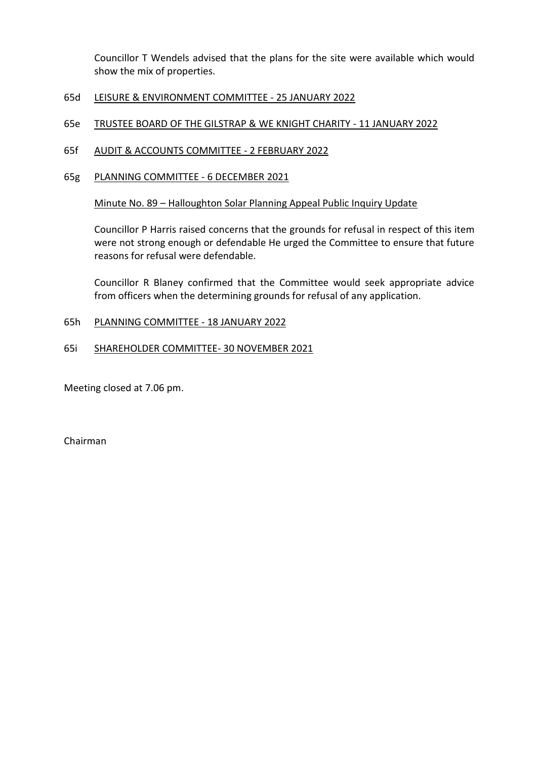Councillor T Wendels advised that the plans for the site were available which would show the mix of properties.

65d LEISURE & ENVIRONMENT COMMITTEE - 25 JANUARY 2022

65e TRUSTEE BOARD OF THE GILSTRAP & WE KNIGHT CHARITY - 11 JANUARY 2022

65f AUDIT & ACCOUNTS COMMITTEE - 2 FEBRUARY 2022

65g PLANNING COMMITTEE - 6 DECEMBER 2021

Minute No. 89 – Halloughton Solar Planning Appeal Public Inquiry Update

Councillor P Harris raised concerns that the grounds for refusal in respect of this item were not strong enough or defendable He urged the Committee to ensure that future reasons for refusal were defendable.

Councillor R Blaney confirmed that the Committee would seek appropriate advice from officers when the determining grounds for refusal of any application.

65h PLANNING COMMITTEE - 18 JANUARY 2022

65i SHAREHOLDER COMMITTEE- 30 NOVEMBER 2021

Meeting closed at 7.06 pm.

Chairman